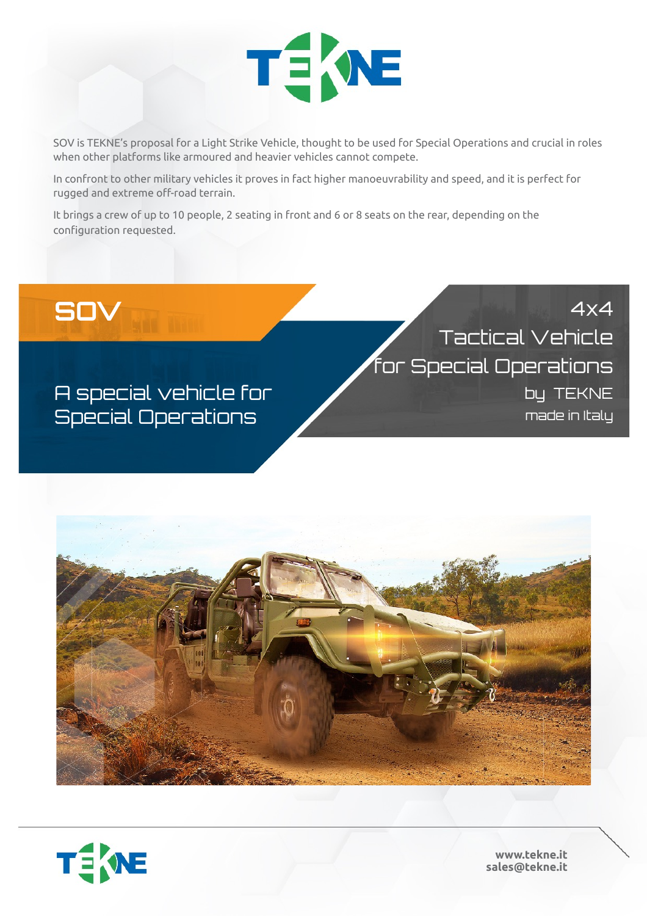# TEKNE

SOV is TEKNE's proposal for a Light Strike Vehicle, thought to be used for Special Operations and crucial in roles when other platforms like armoured and heavier vehicles cannot compete.

In confront to other military vehicles it proves in fact higher manoeuvrability and speed, and it is perfect for rugged and extreme off-road terrain.

It brings a crew of up to 10 people, 2 seating in front and 6 or 8 seats on the rear, depending on the configuration requested.

## SOV

A special vehicle for Special Operations

4x4
Tactical Vehicle
for Special Operations
by TEKNE
made in Italy

www.tekne.it
sales@tekne.it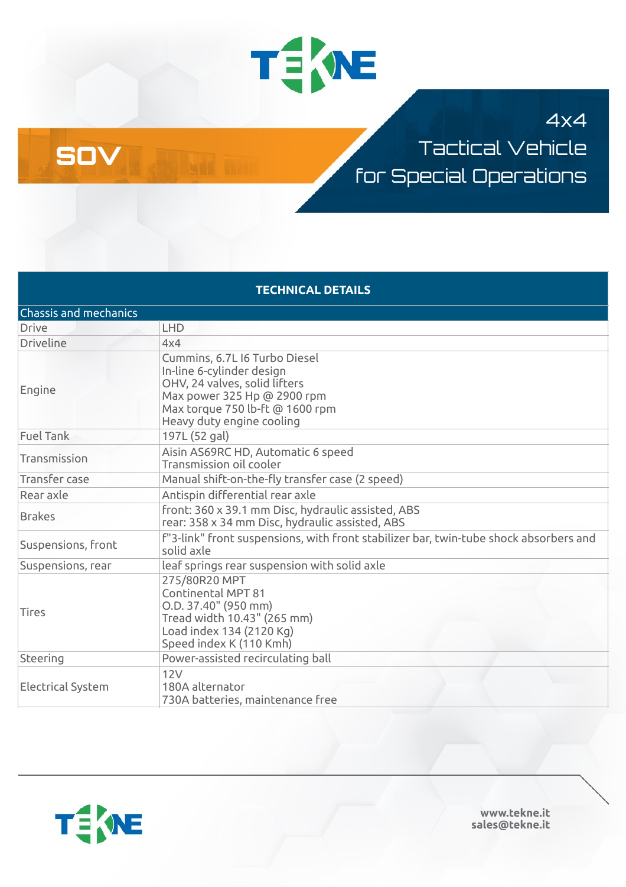# SOV

## 4x4 Tactical Vehicle for Special Operations

| TECHNICAL DETAILS | |
|---|---|
| **Chassis and mechanics** | |
| Drive | LHD |
| Driveline | 4x4 |
| Engine | Cummins, 6.7L I6 Turbo Diesel<br>In-line 6-cylinder design<br>OHV, 24 valves, solid lifters<br>Max power 325 Hp @ 2900 rpm<br>Max torque 750 lb-ft @ 1600 rpm<br>Heavy duty engine cooling |
| Fuel Tank | 197L (52 gal) |
| Transmission | Aisin AS69RC HD, Automatic 6 speed<br>Transmission oil cooler |
| Transfer case | Manual shift-on-the-fly transfer case (2 speed) |
| Rear axle | Antispin differential rear axle |
| Brakes | front: 360 x 39.1 mm Disc, hydraulic assisted, ABS<br>rear: 358 x 34 mm Disc, hydraulic assisted, ABS |
| Suspensions, front | f"3-link" front suspensions, with front stabilizer bar, twin-tube shock absorbers and solid axle |
| Suspensions, rear | leaf springs rear suspension with solid axle |
| Tires | 275/80R20 MPT<br>Continental MPT 81<br>O.D. 37.40" (950 mm)<br>Tread width 10.43" (265 mm)<br>Load index 134 (2120 Kg)<br>Speed index K (110 Kmh) |
| Steering | Power-assisted recirculating ball |
| Electrical System | 12V<br>180A alternator<br>730A batteries, maintenance free |

www.tekne.it
sales@tekne.it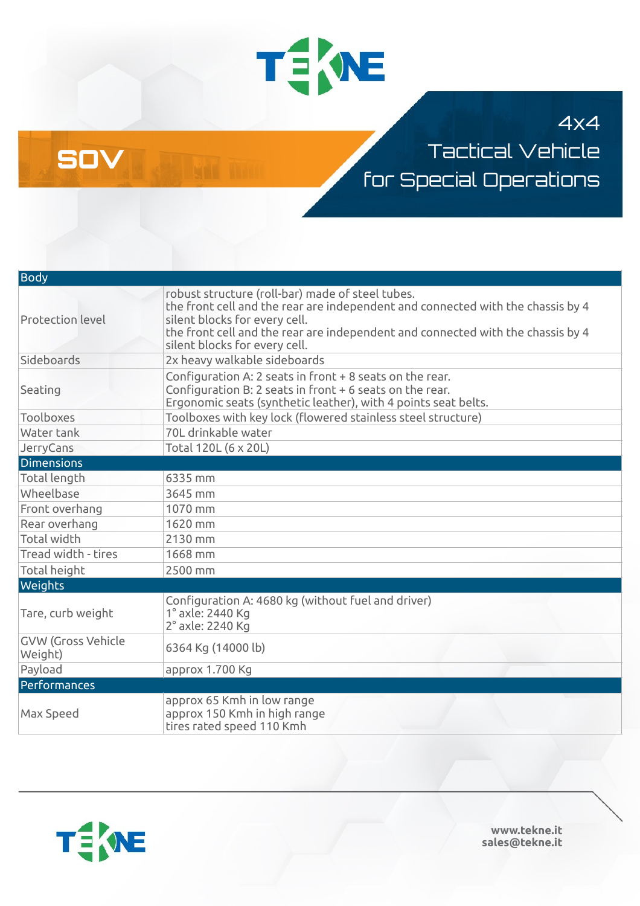# SOV

## 4x4 Tactical Vehicle for Special Operations

| Body | |
|---|---|
| Protection level | robust structure (roll-bar) made of steel tubes.<br>the front cell and the rear are independent and connected with the chassis by 4 silent blocks for every cell.<br>the front cell and the rear are independent and connected with the chassis by 4 silent blocks for every cell. |
| Sideboards | 2x heavy walkable sideboards |
| Seating | Configuration A: 2 seats in front + 8 seats on the rear.<br>Configuration B: 2 seats in front + 6 seats on the rear.<br>Ergonomic seats (synthetic leather), with 4 points seat belts. |
| Toolboxes | Toolboxes with key lock (flowered stainless steel structure) |
| Water tank | 70L drinkable water |
| JerryCans | Total 120L (6 x 20L) |
| **Dimensions** | |
| Total length | 6335 mm |
| Wheelbase | 3645 mm |
| Front overhang | 1070 mm |
| Rear overhang | 1620 mm |
| Total width | 2130 mm |
| Tread width - tires | 1668 mm |
| Total height | 2500 mm |
| **Weights** | |
| Tare, curb weight | Configuration A: 4680 kg (without fuel and driver)<br>1° axle: 2440 Kg<br>2° axle: 2240 Kg |
| GVW (Gross Vehicle Weight) | 6364 Kg (14000 lb) |
| Payload | approx 1.700 Kg |
| **Performances** | |
| Max Speed | approx 65 Kmh in low range<br>approx 150 Kmh in high range<br>tires rated speed 110 Kmh |

www.tekne.it
sales@tekne.it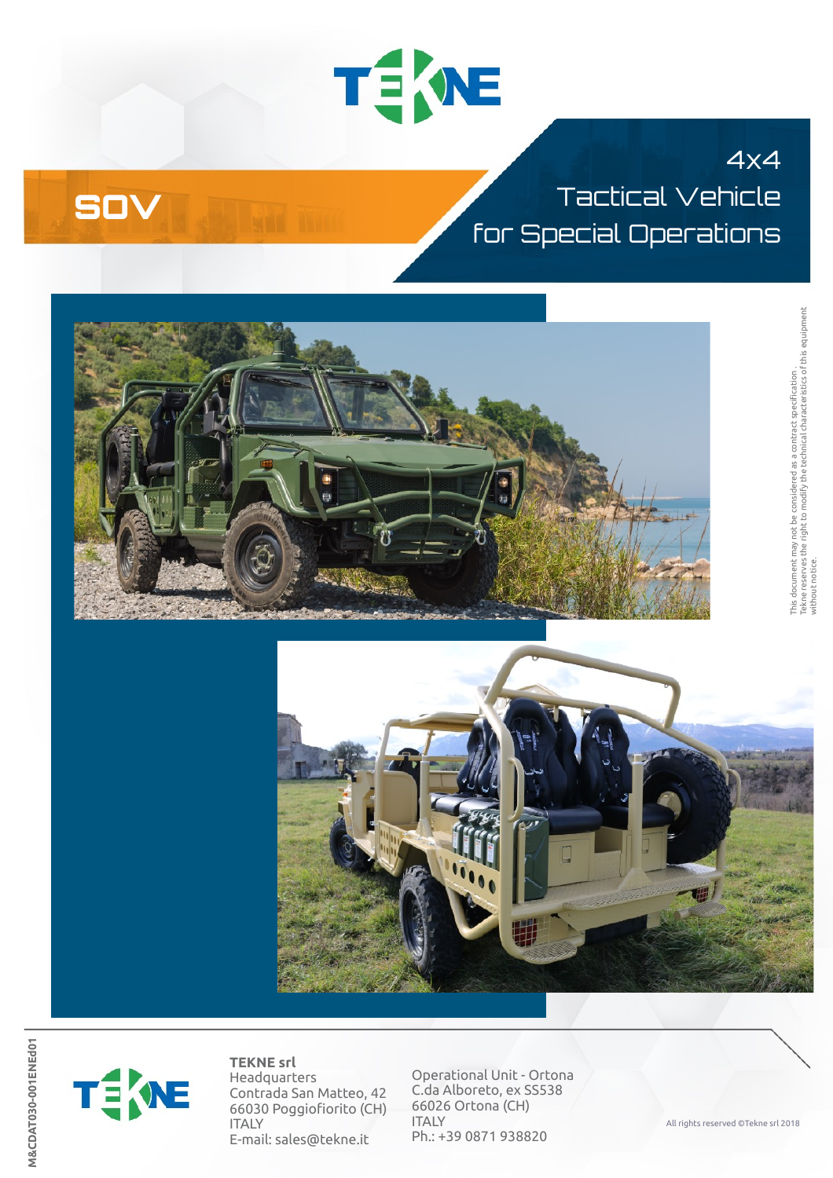# SOV

## 4x4 Tactical Vehicle for Special Operations

This document may not be considered as a contract specification.
Tekne reserves the right to modify the technical characteristics of this equipment without notice.

**TEKNE srl**
Headquarters
Contrada San Matteo, 42
66030 Poggiofiorito (CH)
ITALY
E-mail: sales@tekne.it

Operational Unit - Ortona
C.da Alboreto, ex SS538
66026 Ortona (CH)
ITALY
Ph.: +39 0871 938820

All rights reserved ©Tekne srl 2018

M&CDAT030-001ENEd01